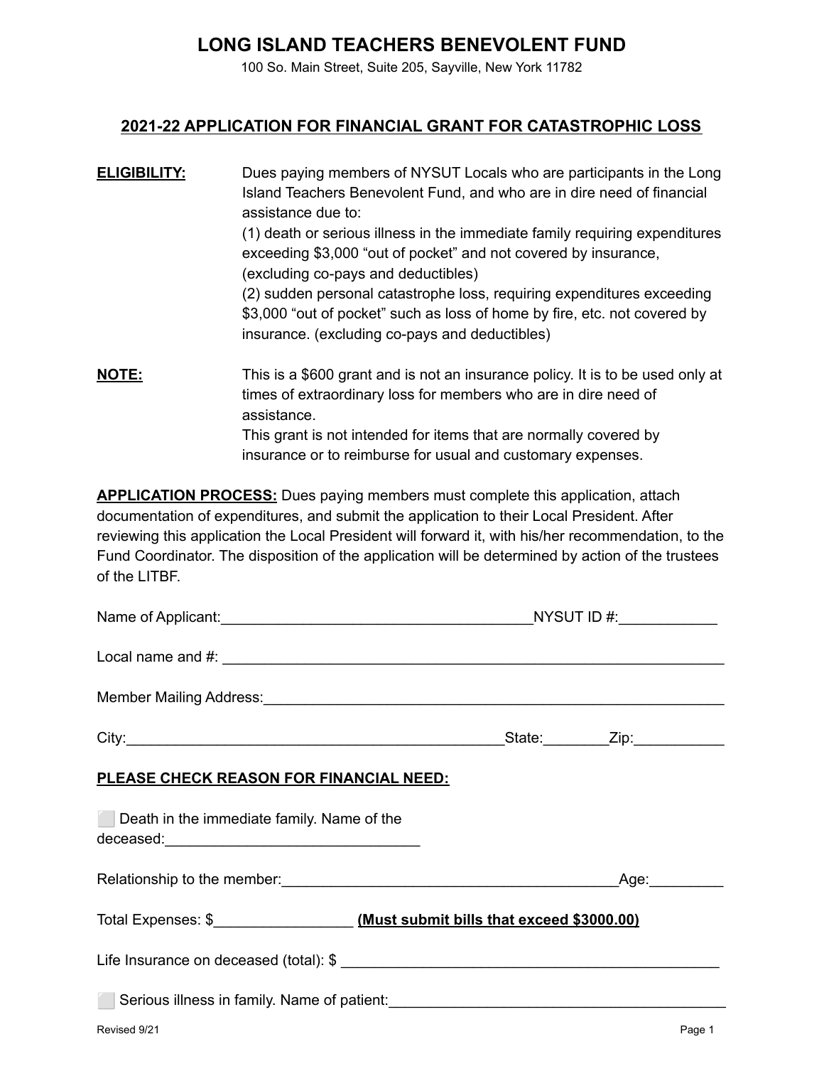# LONG ISLAND TEACHERS BENEVOLENT FUND

100 So. Main Street, Suite 205, Sayville, New York 11782

## 2021-22 APPLICATION FOR FINANCIAL GRANT FOR CATASTROPHIC LOSS

**ELIGIBILITY:** Dues paying members of NYSUT Locals who are participants in the Long Island Teachers Benevolent Fund, and who are in dire need of financial assistance due to:
(1) death or serious illness in the immediate family requiring expenditures exceeding $3,000 "out of pocket" and not covered by insurance, (excluding co-pays and deductibles)
(2) sudden personal catastrophe loss, requiring expenditures exceeding $3,000 "out of pocket" such as loss of home by fire, etc. not covered by insurance. (excluding co-pays and deductibles)

**NOTE:** This is a $600 grant and is not an insurance policy. It is to be used only at times of extraordinary loss for members who are in dire need of assistance.
This grant is not intended for items that are normally covered by insurance or to reimburse for usual and customary expenses.

**APPLICATION PROCESS:** Dues paying members must complete this application, attach documentation of expenditures, and submit the application to their Local President. After reviewing this application the Local President will forward it, with his/her recommendation, to the Fund Coordinator. The disposition of the application will be determined by action of the trustees of the LITBF.

Name of Applicant:______________________________________NYSUT ID #:____________

Local name and #: ____________________________________________________________

Member Mailing Address:________________________________________________________

City:______________________________________________State:________Zip:___________

**PLEASE CHECK REASON FOR FINANCIAL NEED:**

⬜ Death in the immediate family. Name of the deceased:______________________________

Relationship to the member:__________________________________________Age:_________

Total Expenses: $_________________ **(Must submit bills that exceed $3000.00)**

Life Insurance on deceased (total): $ ______________________________________________

⬜ Serious illness in family. Name of patient:_________________________________________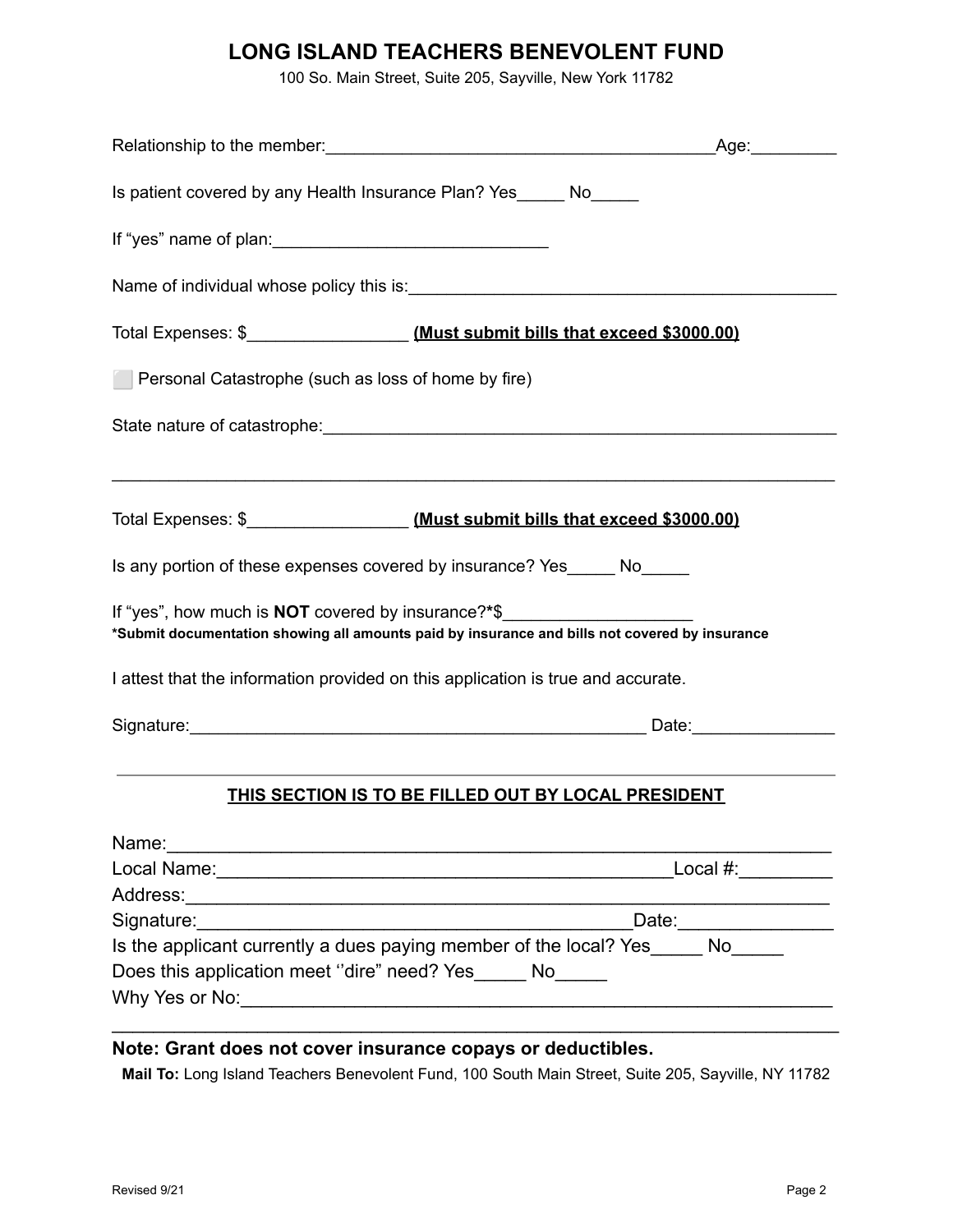# LONG ISLAND TEACHERS BENEVOLENT FUND

100 So. Main Street, Suite 205, Sayville, New York 11782

Relationship to the member:________________________________________Age:_________

Is patient covered by any Health Insurance Plan? Yes_____ No_____

If "yes" name of plan:_____________________________

Name of individual whose policy this is:_____________________________________________

Total Expenses: $_________________ **(Must submit bills that exceed $3000.00)**

⬜ Personal Catastrophe (such as loss of home by fire)

State nature of catastrophe:_______________________________________________________

___________________________________________________________________________

Total Expenses: $_________________ **(Must submit bills that exceed $3000.00)**

Is any portion of these expenses covered by insurance? Yes_____ No_____

If "yes", how much is **NOT** covered by insurance?*$____________________

***Submit documentation showing all amounts paid by insurance and bills not covered by insurance**

I attest that the information provided on this application is true and accurate.

Signature:________________________________________________ Date:_______________

---

**THIS SECTION IS TO BE FILLED OUT BY LOCAL PRESIDENT**

Name:_____________________________________________________________________

Local Name:_______________________________________________Local #:_________

Address:___________________________________________________________________

Signature:__________________________________________Date:_______________

Is the applicant currently a dues paying member of the local? Yes_____ No_____

Does this application meet ''dire" need? Yes_____ No_____

Why Yes or No:______________________________________________________________

___________________________________________________________________________

**Note: Grant does not cover insurance copays or deductibles.**

**Mail To:** Long Island Teachers Benevolent Fund, 100 South Main Street, Suite 205, Sayville, NY 11782

Revised 9/21